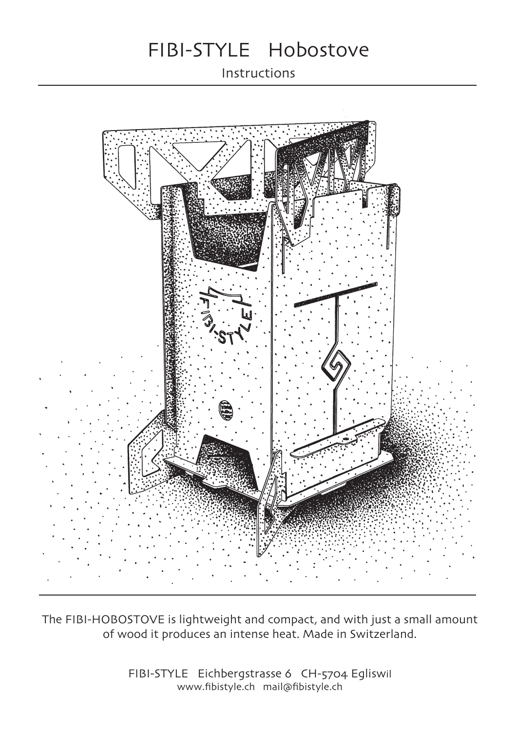# FIBI-STYLE Hobostove

Instructions

The FIBI-HOBOSTOVE is lightweight and compact, and with just a small amount of wood it produces an intense heat. Made in Switzerland.

FIBI-STYLE Eichbergstrasse 6 CH-5704 Egliswil
www.fibistyle.ch mail@fibistyle.ch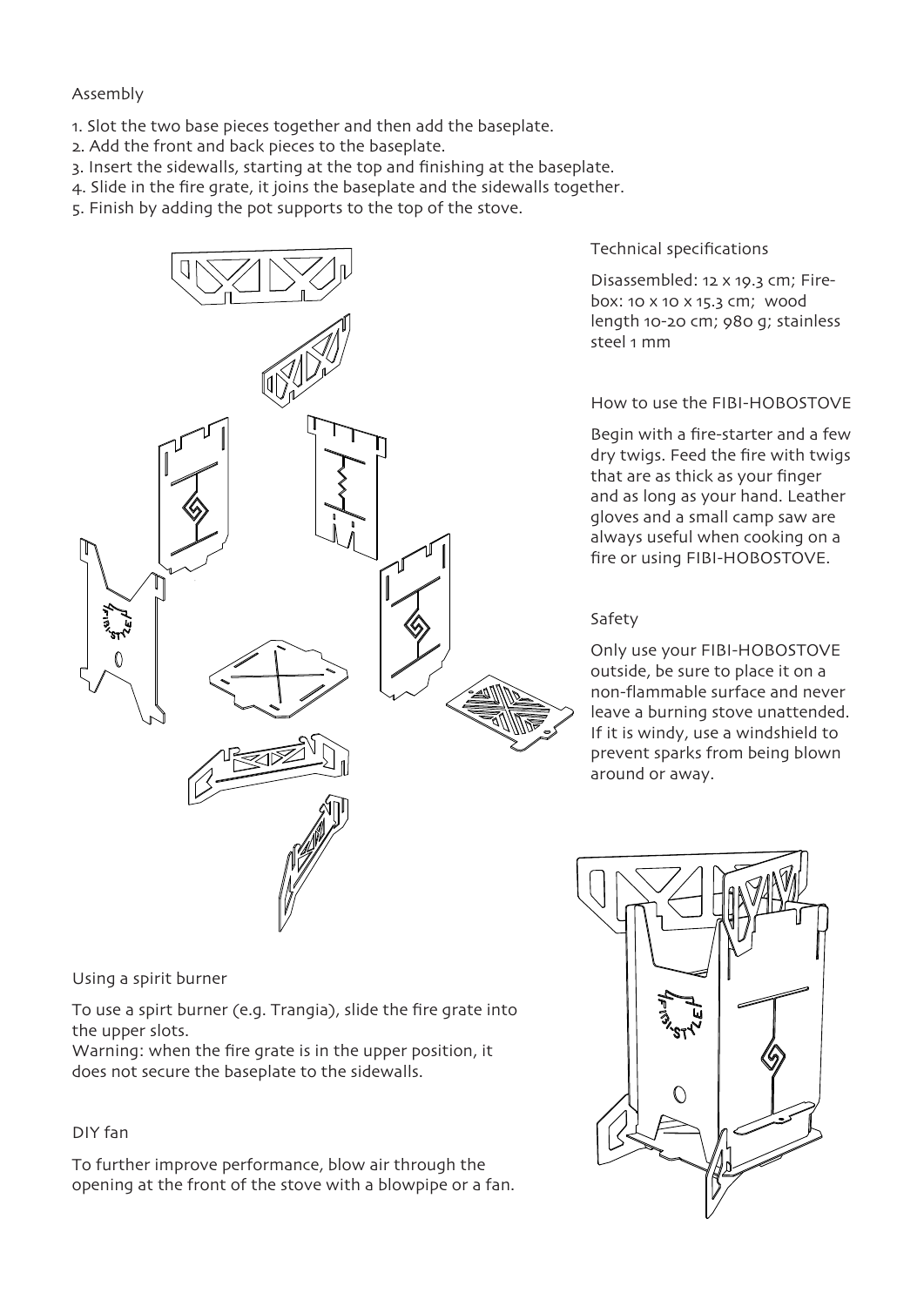## Assembly

1. Slot the two base pieces together and then add the baseplate.
2. Add the front and back pieces to the baseplate.
3. Insert the sidewalls, starting at the top and finishing at the baseplate.
4. Slide in the fire grate, it joins the baseplate and the sidewalls together.
5. Finish by adding the pot supports to the top of the stove.

## Technical specifications

Disassembled: 12 x 19.3 cm; Fire-box: 10 x 10 x 15.3 cm; wood length 10-20 cm; 980 g; stainless steel 1 mm

## How to use the FIBI-HOBOSTOVE

Begin with a fire-starter and a few dry twigs. Feed the fire with twigs that are as thick as your finger and as long as your hand. Leather gloves and a small camp saw are always useful when cooking on a fire or using FIBI-HOBOSTOVE.

## Safety

Only use your FIBI-HOBOSTOVE outside, be sure to place it on a non-flammable surface and never leave a burning stove unattended. If it is windy, use a windshield to prevent sparks from being blown around or away.

## Using a spirit burner

To use a spirt burner (e.g. Trangia), slide the fire grate into the upper slots.
Warning: when the fire grate is in the upper position, it does not secure the baseplate to the sidewalls.

## DIY fan

To further improve performance, blow air through the opening at the front of the stove with a blowpipe or a fan.